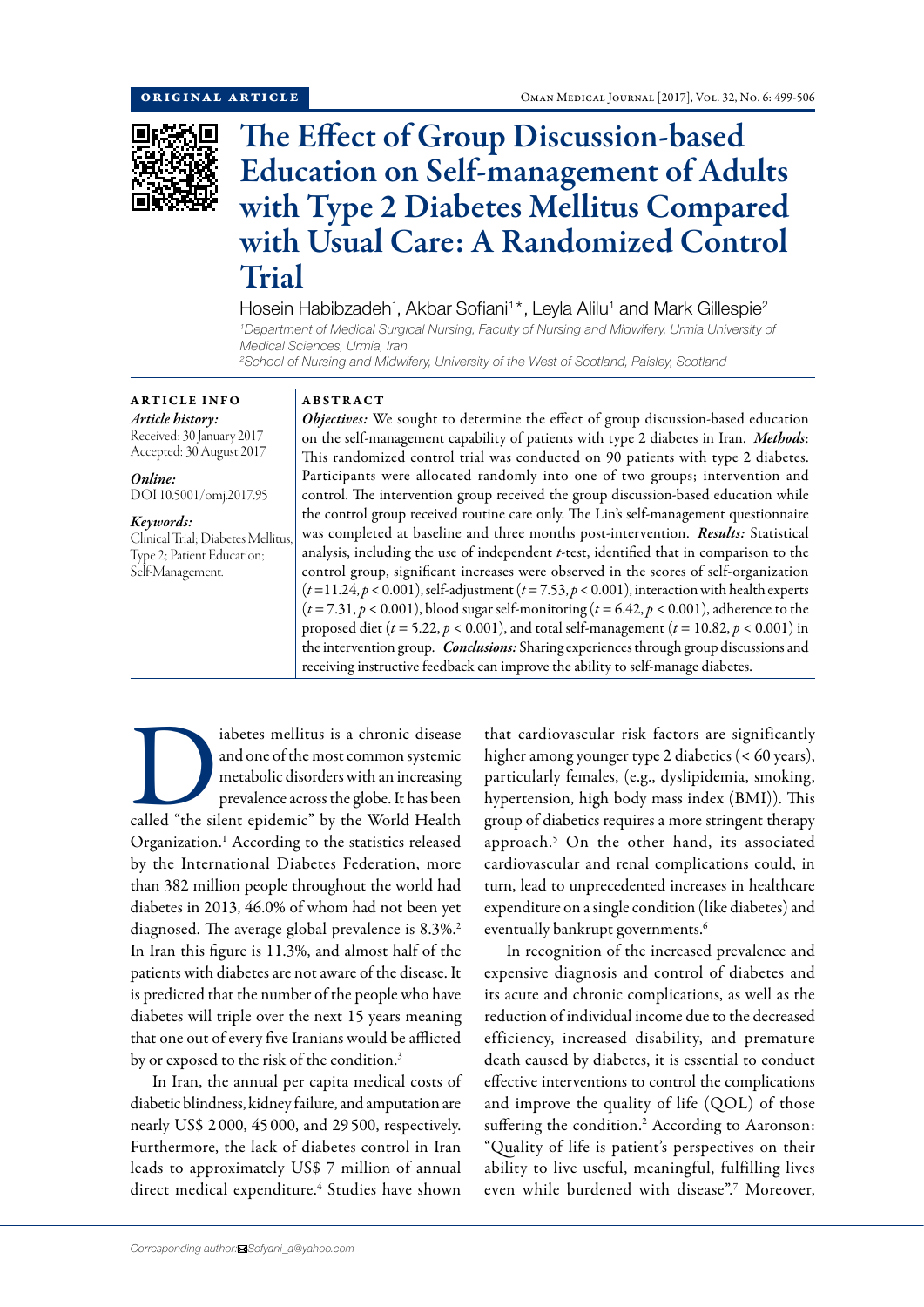ORIGINAL ARTICLE

# The Effect of Group Discussion-based Education on Self-management of Adults with Type 2 Diabetes Mellitus Compared with Usual Care: A Randomized Control Trial

Hosein Habibzadeh[1], Akbar Sofiani[1]*, Leyla Alilu[1] and Mark Gillespie[2]

[1]*Department of Medical Surgical Nursing, Faculty of Nursing and Midwifery, Urmia University of Medical Sciences, Urmia, Iran*

[2]*School of Nursing and Midwifery, University of the West of Scotland, Paisley, Scotland*

## ARTICLE INFO

*Article history:*
Received: 30 January 2017
Accepted: 30 August 2017

*Online:*
DOI 10.5001/omj.2017.95

*Keywords:*
Clinical Trial; Diabetes Mellitus, Type 2; Patient Education; Self-Management.

## ABSTRACT

***Objectives:*** We sought to determine the effect of group discussion-based education on the self-management capability of patients with type 2 diabetes in Iran. ***Methods***: This randomized control trial was conducted on 90 patients with type 2 diabetes. Participants were allocated randomly into one of two groups; intervention and control. The intervention group received the group discussion-based education while the control group received routine care only. The Lin's self-management questionnaire was completed at baseline and three months post-intervention. ***Results:*** Statistical analysis, including the use of independent $t$-test, identified that in comparison to the control group, significant increases were observed in the scores of self-organization ($t = 11.24$, $p < 0.001$), self-adjustment ($t = 7.53$, $p < 0.001$), interaction with health experts ($t = 7.31$, $p < 0.001$), blood sugar self-monitoring ($t = 6.42$, $p < 0.001$), adherence to the proposed diet ($t = 5.22$, $p < 0.001$), and total self-management ($t = 10.82$, $p < 0.001$) in the intervention group. ***Conclusions:*** Sharing experiences through group discussions and receiving instructive feedback can improve the ability to self-manage diabetes.

Diabetes mellitus is a chronic disease and one of the most common systemic metabolic disorders with an increasing prevalence across the globe. It has been called "the silent epidemic" by the World Health Organization.[1] According to the statistics released by the International Diabetes Federation, more than 382 million people throughout the world had diabetes in 2013, 46.0% of whom had not been yet diagnosed. The average global prevalence is 8.3%.[2] In Iran this figure is 11.3%, and almost half of the patients with diabetes are not aware of the disease. It is predicted that the number of the people who have diabetes will triple over the next 15 years meaning that one out of every five Iranians would be afflicted by or exposed to the risk of the condition.[3]

In Iran, the annual per capita medical costs of diabetic blindness, kidney failure, and amputation are nearly US$ 2 000, 45 000, and 29 500, respectively. Furthermore, the lack of diabetes control in Iran leads to approximately US$ 7 million of annual direct medical expenditure.[4] Studies have shown that cardiovascular risk factors are significantly higher among younger type 2 diabetics (< 60 years), particularly females, (e.g., dyslipidemia, smoking, hypertension, high body mass index (BMI)). This group of diabetics requires a more stringent therapy approach.[5] On the other hand, its associated cardiovascular and renal complications could, in turn, lead to unprecedented increases in healthcare expenditure on a single condition (like diabetes) and eventually bankrupt governments.[6]

In recognition of the increased prevalence and expensive diagnosis and control of diabetes and its acute and chronic complications, as well as the reduction of individual income due to the decreased efficiency, increased disability, and premature death caused by diabetes, it is essential to conduct effective interventions to control the complications and improve the quality of life (QOL) of those suffering the condition.[2] According to Aaronson: "Quality of life is patient's perspectives on their ability to live useful, meaningful, fulfilling lives even while burdened with disease".[7] Moreover,

*Corresponding author:* Sofyani_a@yahoo.com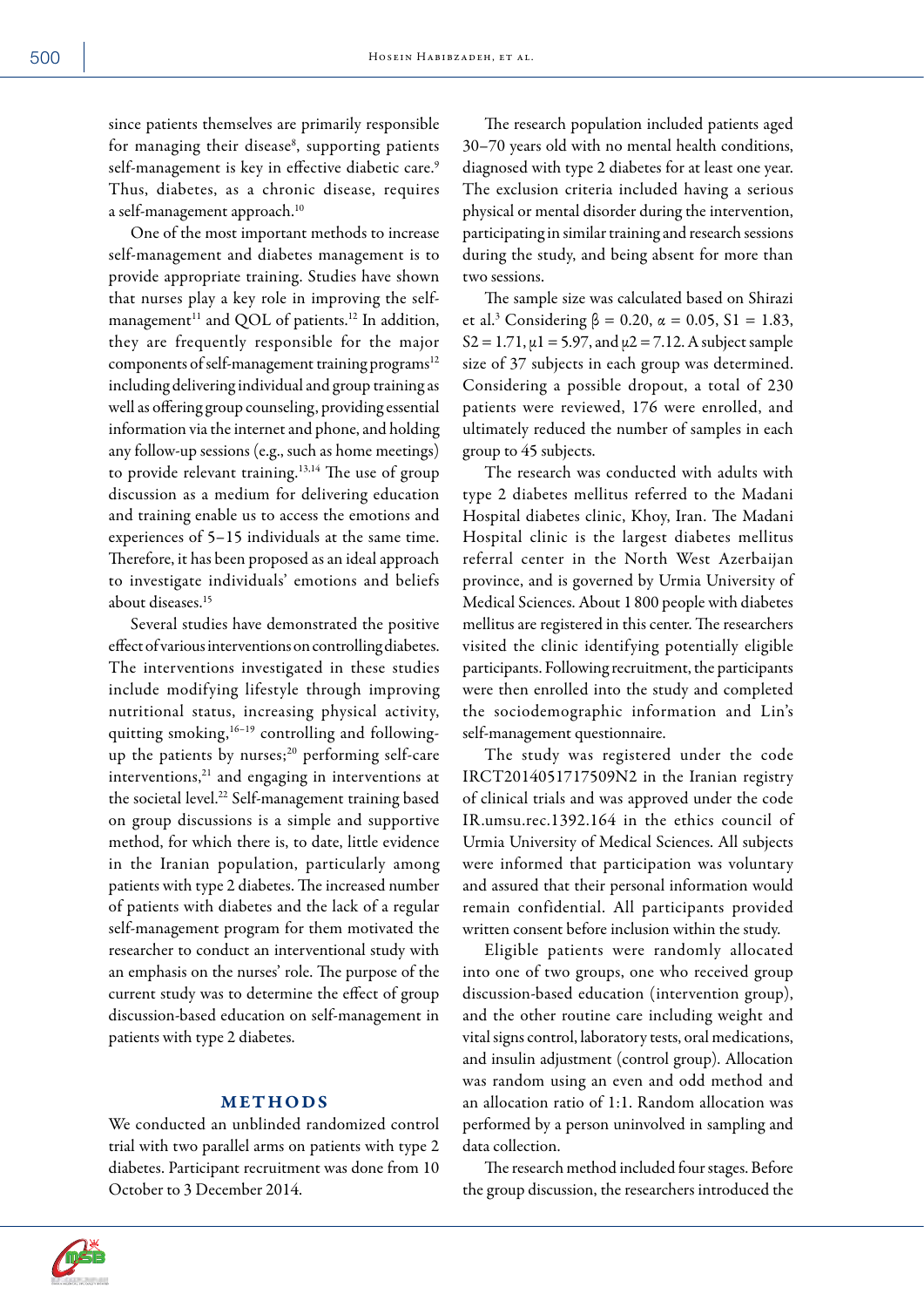since patients themselves are primarily responsible for managing their disease[8], supporting patients self-management is key in effective diabetic care.[9] Thus, diabetes, as a chronic disease, requires a self-management approach.[10]

One of the most important methods to increase self-management and diabetes management is to provide appropriate training. Studies have shown that nurses play a key role in improving the self-management[11] and QOL of patients.[12] In addition, they are frequently responsible for the major components of self-management training programs[12] including delivering individual and group training as well as offering group counseling, providing essential information via the internet and phone, and holding any follow-up sessions (e.g., such as home meetings) to provide relevant training.[13,14] The use of group discussion as a medium for delivering education and training enable us to access the emotions and experiences of 5–15 individuals at the same time. Therefore, it has been proposed as an ideal approach to investigate individuals' emotions and beliefs about diseases.[15]

Several studies have demonstrated the positive effect of various interventions on controlling diabetes. The interventions investigated in these studies include modifying lifestyle through improving nutritional status, increasing physical activity, quitting smoking,[16–19] controlling and following-up the patients by nurses;[20] performing self-care interventions,[21] and engaging in interventions at the societal level.[22] Self-management training based on group discussions is a simple and supportive method, for which there is, to date, little evidence in the Iranian population, particularly among patients with type 2 diabetes. The increased number of patients with diabetes and the lack of a regular self-management program for them motivated the researcher to conduct an interventional study with an emphasis on the nurses' role. The purpose of the current study was to determine the effect of group discussion-based education on self-management in patients with type 2 diabetes.

## METHODS

We conducted an unblinded randomized control trial with two parallel arms on patients with type 2 diabetes. Participant recruitment was done from 10 October to 3 December 2014.

The research population included patients aged 30–70 years old with no mental health conditions, diagnosed with type 2 diabetes for at least one year. The exclusion criteria included having a serious physical or mental disorder during the intervention, participating in similar training and research sessions during the study, and being absent for more than two sessions.

The sample size was calculated based on Shirazi et al.[3] Considering $\beta = 0.20$, $\alpha = 0.05$, $S1 = 1.83$, $S2 = 1.71$, $\mu1 = 5.97$, and $\mu2 = 7.12$. A subject sample size of 37 subjects in each group was determined. Considering a possible dropout, a total of 230 patients were reviewed, 176 were enrolled, and ultimately reduced the number of samples in each group to 45 subjects.

The research was conducted with adults with type 2 diabetes mellitus referred to the Madani Hospital diabetes clinic, Khoy, Iran. The Madani Hospital clinic is the largest diabetes mellitus referral center in the North West Azerbaijan province, and is governed by Urmia University of Medical Sciences. About 1 800 people with diabetes mellitus are registered in this center. The researchers visited the clinic identifying potentially eligible participants. Following recruitment, the participants were then enrolled into the study and completed the sociodemographic information and Lin's self-management questionnaire.

The study was registered under the code IRCT2014051717509N2 in the Iranian registry of clinical trials and was approved under the code IR.umsu.rec.1392.164 in the ethics council of Urmia University of Medical Sciences. All subjects were informed that participation was voluntary and assured that their personal information would remain confidential. All participants provided written consent before inclusion within the study.

Eligible patients were randomly allocated into one of two groups, one who received group discussion-based education (intervention group), and the other routine care including weight and vital signs control, laboratory tests, oral medications, and insulin adjustment (control group). Allocation was random using an even and odd method and an allocation ratio of 1:1. Random allocation was performed by a person uninvolved in sampling and data collection.

The research method included four stages. Before the group discussion, the researchers introduced the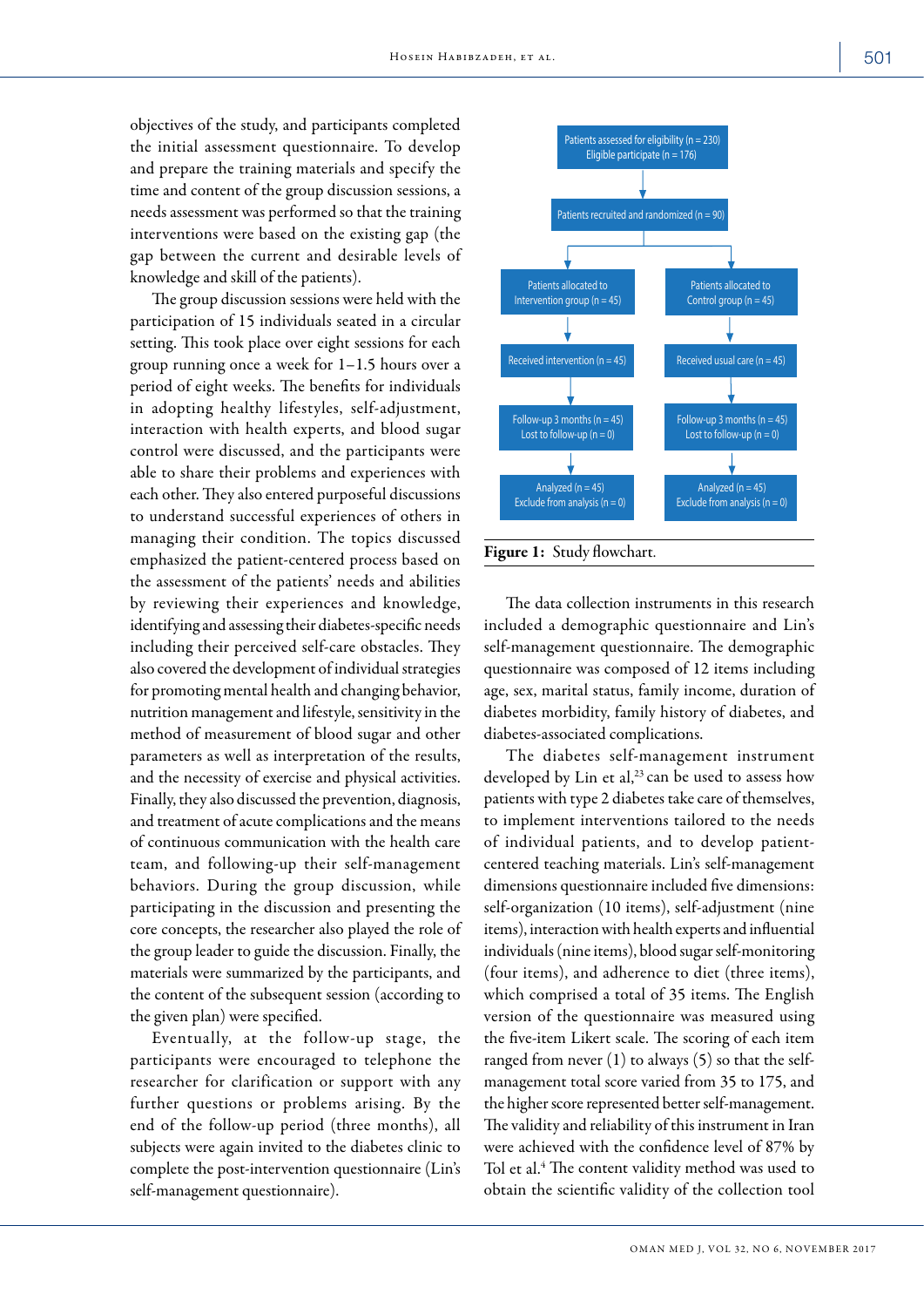objectives of the study, and participants completed the initial assessment questionnaire. To develop and prepare the training materials and specify the time and content of the group discussion sessions, a needs assessment was performed so that the training interventions were based on the existing gap (the gap between the current and desirable levels of knowledge and skill of the patients).

The group discussion sessions were held with the participation of 15 individuals seated in a circular setting. This took place over eight sessions for each group running once a week for 1–1.5 hours over a period of eight weeks. The benefits for individuals in adopting healthy lifestyles, self-adjustment, interaction with health experts, and blood sugar control were discussed, and the participants were able to share their problems and experiences with each other. They also entered purposeful discussions to understand successful experiences of others in managing their condition. The topics discussed emphasized the patient-centered process based on the assessment of the patients' needs and abilities by reviewing their experiences and knowledge, identifying and assessing their diabetes-specific needs including their perceived self-care obstacles. They also covered the development of individual strategies for promoting mental health and changing behavior, nutrition management and lifestyle, sensitivity in the method of measurement of blood sugar and other parameters as well as interpretation of the results, and the necessity of exercise and physical activities. Finally, they also discussed the prevention, diagnosis, and treatment of acute complications and the means of continuous communication with the health care team, and following-up their self-management behaviors. During the group discussion, while participating in the discussion and presenting the core concepts, the researcher also played the role of the group leader to guide the discussion. Finally, the materials were summarized by the participants, and the content of the subsequent session (according to the given plan) were specified.

Eventually, at the follow-up stage, the participants were encouraged to telephone the researcher for clarification or support with any further questions or problems arising. By the end of the follow-up period (three months), all subjects were again invited to the diabetes clinic to complete the post-intervention questionnaire (Lin's self-management questionnaire).

Patients assessed for eligibility (n = 230)
Eligible participate (n = 176)

Patients recruited and randomized (n = 90)

| Patients allocated to Intervention group (n = 45) | Patients allocated to Control group (n = 45) |
|---|---|
| Received intervention (n = 45) | Received usual care (n = 45) |
| Follow-up 3 months (n = 45) Lost to follow-up (n = 0) | Follow-up 3 months (n = 45) Lost to follow-up (n = 0) |
| Analyzed (n = 45) Exclude from analysis (n = 0) | Analyzed (n = 45) Exclude from analysis (n = 0) |

**Figure 1:** Study flowchart.

The data collection instruments in this research included a demographic questionnaire and Lin's self-management questionnaire. The demographic questionnaire was composed of 12 items including age, sex, marital status, family income, duration of diabetes morbidity, family history of diabetes, and diabetes-associated complications.

The diabetes self-management instrument developed by Lin et al,[23] can be used to assess how patients with type 2 diabetes take care of themselves, to implement interventions tailored to the needs of individual patients, and to develop patient-centered teaching materials. Lin's self-management dimensions questionnaire included five dimensions: self-organization (10 items), self-adjustment (nine items), interaction with health experts and influential individuals (nine items), blood sugar self-monitoring (four items), and adherence to diet (three items), which comprised a total of 35 items. The English version of the questionnaire was measured using the five-item Likert scale. The scoring of each item ranged from never (1) to always (5) so that the self-management total score varied from 35 to 175, and the higher score represented better self-management. The validity and reliability of this instrument in Iran were achieved with the confidence level of 87% by Tol et al.[4] The content validity method was used to obtain the scientific validity of the collection tool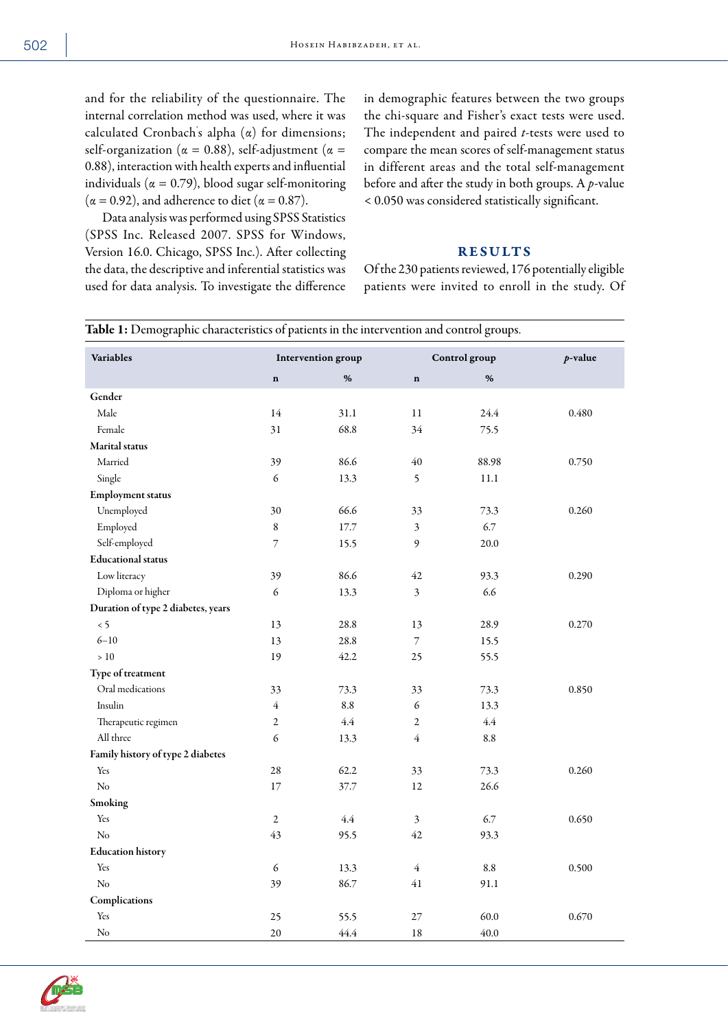and for the reliability of the questionnaire. The internal correlation method was used, where it was calculated Cronbach's alpha ($\alpha$) for dimensions; self-organization ($\alpha$ = 0.88), self-adjustment ($\alpha$ = 0.88), interaction with health experts and influential individuals ($\alpha$ = 0.79), blood sugar self-monitoring ($\alpha$ = 0.92), and adherence to diet ($\alpha$ = 0.87).

Data analysis was performed using SPSS Statistics (SPSS Inc. Released 2007. SPSS for Windows, Version 16.0. Chicago, SPSS Inc.). After collecting the data, the descriptive and inferential statistics was used for data analysis. To investigate the difference in demographic features between the two groups the chi-square and Fisher's exact tests were used. The independent and paired *t*-tests were used to compare the mean scores of self-management status in different areas and the total self-management before and after the study in both groups. A *p*-value < 0.050 was considered statistically significant.

## RESULTS

Of the 230 patients reviewed, 176 potentially eligible patients were invited to enroll in the study. Of

**Table 1:** Demographic characteristics of patients in the intervention and control groups.

| Variables | Intervention group | | Control group | | *p*-value |
|---|---|---|---|---|---|
| | n | % | n | % | |
| **Gender** | | | | | |
| Male | 14 | 31.1 | 11 | 24.4 | 0.480 |
| Female | 31 | 68.8 | 34 | 75.5 | |
| **Marital status** | | | | | |
| Married | 39 | 86.6 | 40 | 88.98 | 0.750 |
| Single | 6 | 13.3 | 5 | 11.1 | |
| **Employment status** | | | | | |
| Unemployed | 30 | 66.6 | 33 | 73.3 | 0.260 |
| Employed | 8 | 17.7 | 3 | 6.7 | |
| Self-employed | 7 | 15.5 | 9 | 20.0 | |
| **Educational status** | | | | | |
| Low literacy | 39 | 86.6 | 42 | 93.3 | 0.290 |
| Diploma or higher | 6 | 13.3 | 3 | 6.6 | |
| **Duration of type 2 diabetes, years** | | | | | |
| < 5 | 13 | 28.8 | 13 | 28.9 | 0.270 |
| 6–10 | 13 | 28.8 | 7 | 15.5 | |
| > 10 | 19 | 42.2 | 25 | 55.5 | |
| **Type of treatment** | | | | | |
| Oral medications | 33 | 73.3 | 33 | 73.3 | 0.850 |
| Insulin | 4 | 8.8 | 6 | 13.3 | |
| Therapeutic regimen | 2 | 4.4 | 2 | 4.4 | |
| All three | 6 | 13.3 | 4 | 8.8 | |
| **Family history of type 2 diabetes** | | | | | |
| Yes | 28 | 62.2 | 33 | 73.3 | 0.260 |
| No | 17 | 37.7 | 12 | 26.6 | |
| **Smoking** | | | | | |
| Yes | 2 | 4.4 | 3 | 6.7 | 0.650 |
| No | 43 | 95.5 | 42 | 93.3 | |
| **Education history** | | | | | |
| Yes | 6 | 13.3 | 4 | 8.8 | 0.500 |
| No | 39 | 86.7 | 41 | 91.1 | |
| **Complications** | | | | | |
| Yes | 25 | 55.5 | 27 | 60.0 | 0.670 |
| No | 20 | 44.4 | 18 | 40.0 | |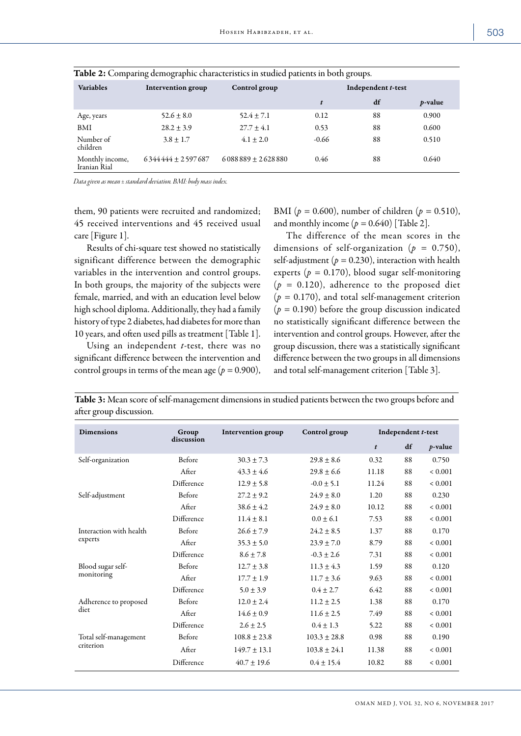**Table 2:** Comparing demographic characteristics in studied patients in both groups.

| Variables | Intervention group | Control group | Independent *t*-test | | |
|---|---|---|---|---|---|
| | | | *t* | df | *p*-value |
| Age, years | 52.6 ± 8.0 | 52.4 ± 7.1 | 0.12 | 88 | 0.900 |
| BMI | 28.2 ± 3.9 | 27.7 ± 4.1 | 0.53 | 88 | 0.600 |
| Number of children | 3.8 ± 1.7 | 4.1 ± 2.0 | -0.66 | 88 | 0.510 |
| Monthly income, Iranian Rial | 6344444 ± 2597687 | 6088889 ± 2628880 | 0.46 | 88 | 0.640 |

*Data given as mean ± standard deviation. BMI: body mass index.*

them, 90 patients were recruited and randomized; 45 received interventions and 45 received usual care [Figure 1].

Results of chi-square test showed no statistically significant difference between the demographic variables in the intervention and control groups. In both groups, the majority of the subjects were female, married, and with an education level below high school diploma. Additionally, they had a family history of type 2 diabetes, had diabetes for more than 10 years, and often used pills as treatment [Table 1].

Using an independent *t*-test, there was no significant difference between the intervention and control groups in terms of the mean age ($p = 0.900$), BMI ($p = 0.600$), number of children ($p = 0.510$), and monthly income ($p = 0.640$) [Table 2].

The difference of the mean scores in the dimensions of self-organization ($p = 0.750$), self-adjustment ($p = 0.230$), interaction with health experts ($p = 0.170$), blood sugar self-monitoring ($p = 0.120$), adherence to the proposed diet ($p = 0.170$), and total self-management criterion ($p = 0.190$) before the group discussion indicated no statistically significant difference between the intervention and control groups. However, after the group discussion, there was a statistically significant difference between the two groups in all dimensions and total self-management criterion [Table 3].

**Table 3:** Mean score of self-management dimensions in studied patients between the two groups before and after group discussion.

| Dimensions | Group discussion | Intervention group | Control group | Independent *t*-test | | |
|---|---|---|---|---|---|---|
| | | | | *t* | df | *p*-value |
| Self-organization | Before | 30.3 ± 7.3 | 29.8 ± 8.6 | 0.32 | 88 | 0.750 |
| | After | 43.3 ± 4.6 | 29.8 ± 6.6 | 11.18 | 88 | < 0.001 |
| | Difference | 12.9 ± 5.8 | -0.0 ± 5.1 | 11.24 | 88 | < 0.001 |
| Self-adjustment | Before | 27.2 ± 9.2 | 24.9 ± 8.0 | 1.20 | 88 | 0.230 |
| | After | 38.6 ± 4.2 | 24.9 ± 8.0 | 10.12 | 88 | < 0.001 |
| | Difference | 11.4 ± 8.1 | 0.0 ± 6.1 | 7.53 | 88 | < 0.001 |
| Interaction with health experts | Before | 26.6 ± 7.9 | 24.2 ± 8.5 | 1.37 | 88 | 0.170 |
| | After | 35.3 ± 5.0 | 23.9 ± 7.0 | 8.79 | 88 | < 0.001 |
| | Difference | 8.6 ± 7.8 | -0.3 ± 2.6 | 7.31 | 88 | < 0.001 |
| Blood sugar self-monitoring | Before | 12.7 ± 3.8 | 11.3 ± 4.3 | 1.59 | 88 | 0.120 |
| | After | 17.7 ± 1.9 | 11.7 ± 3.6 | 9.63 | 88 | < 0.001 |
| | Difference | 5.0 ± 3.9 | 0.4 ± 2.7 | 6.42 | 88 | < 0.001 |
| Adherence to proposed diet | Before | 12.0 ± 2.4 | 11.2 ± 2.5 | 1.38 | 88 | 0.170 |
| | After | 14.6 ± 0.9 | 11.6 ± 2.5 | 7.49 | 88 | < 0.001 |
| | Difference | 2.6 ± 2.5 | 0.4 ± 1.3 | 5.22 | 88 | < 0.001 |
| Total self-management criterion | Before | 108.8 ± 23.8 | 103.3 ± 28.8 | 0.98 | 88 | 0.190 |
| | After | 149.7 ± 13.1 | 103.8 ± 24.1 | 11.38 | 88 | < 0.001 |
| | Difference | 40.7 ± 19.6 | 0.4 ± 15.4 | 10.82 | 88 | < 0.001 |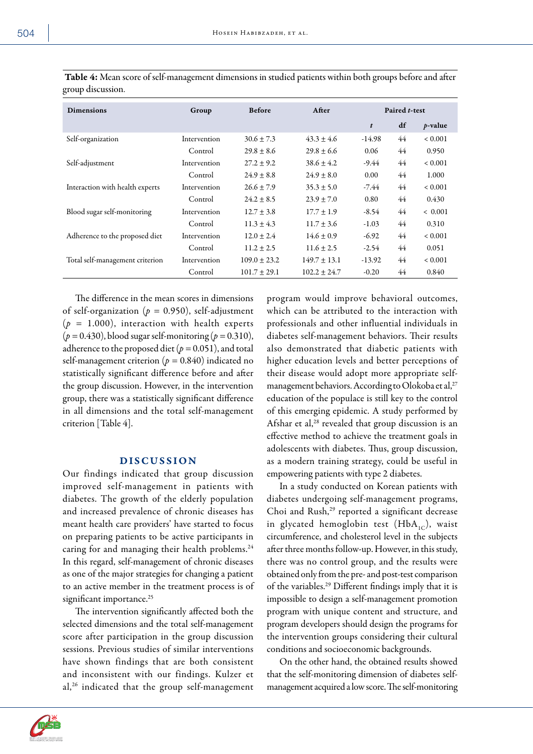**Table 4:** Mean score of self-management dimensions in studied patients within both groups before and after group discussion.

| Dimensions | Group | Before | After | Paired *t*-test | | |
|---|---|---|---|---|---|---|
| | | | | *t* | df | *p*-value |
| Self-organization | Intervention | 30.6 ± 7.3 | 43.3 ± 4.6 | -14.98 | 44 | < 0.001 |
| | Control | 29.8 ± 8.6 | 29.8 ± 6.6 | 0.06 | 44 | 0.950 |
| Self-adjustment | Intervention | 27.2 ± 9.2 | 38.6 ± 4.2 | -9.44 | 44 | < 0.001 |
| | Control | 24.9 ± 8.8 | 24.9 ± 8.0 | 0.00 | 44 | 1.000 |
| Interaction with health experts | Intervention | 26.6 ± 7.9 | 35.3 ± 5.0 | -7.44 | 44 | < 0.001 |
| | Control | 24.2 ± 8.5 | 23.9 ± 7.0 | 0.80 | 44 | 0.430 |
| Blood sugar self-monitoring | Intervention | 12.7 ± 3.8 | 17.7 ± 1.9 | -8.54 | 44 | < 0.001 |
| | Control | 11.3 ± 4.3 | 11.7 ± 3.6 | -1.03 | 44 | 0.310 |
| Adherence to the proposed diet | Intervention | 12.0 ± 2.4 | 14.6 ± 0.9 | -6.92 | 44 | < 0.001 |
| | Control | 11.2 ± 2.5 | 11.6 ± 2.5 | -2.54 | 44 | 0.051 |
| Total self-management criterion | Intervention | 109.0 ± 23.2 | 149.7 ± 13.1 | -13.92 | 44 | < 0.001 |
| | Control | 101.7 ± 29.1 | 102.2 ± 24.7 | -0.20 | 44 | 0.840 |

The difference in the mean scores in dimensions of self-organization ($p$ = 0.950), self-adjustment ($p$ = 1.000), interaction with health experts ($p$ = 0.430), blood sugar self-monitoring ($p$ = 0.310), adherence to the proposed diet ($p$ = 0.051), and total self-management criterion ($p$ = 0.840) indicated no statistically significant difference before and after the group discussion. However, in the intervention group, there was a statistically significant difference in all dimensions and the total self-management criterion [Table 4].

## DISCUSSION

Our findings indicated that group discussion improved self-management in patients with diabetes. The growth of the elderly population and increased prevalence of chronic diseases has meant health care providers' have started to focus on preparing patients to be active participants in caring for and managing their health problems.[24] In this regard, self-management of chronic diseases as one of the major strategies for changing a patient to an active member in the treatment process is of significant importance.[25]

The intervention significantly affected both the selected dimensions and the total self-management score after participation in the group discussion sessions. Previous studies of similar interventions have shown findings that are both consistent and inconsistent with our findings. Kulzer et al,[26] indicated that the group self-management program would improve behavioral outcomes, which can be attributed to the interaction with professionals and other influential individuals in diabetes self-management behaviors. Their results also demonstrated that diabetic patients with higher education levels and better perceptions of their disease would adopt more appropriate self-management behaviors. According to Olokoba et al,[27] education of the populace is still key to the control of this emerging epidemic. A study performed by Afshar et al,[28] revealed that group discussion is an effective method to achieve the treatment goals in adolescents with diabetes. Thus, group discussion, as a modern training strategy, could be useful in empowering patients with type 2 diabetes.

In a study conducted on Korean patients with diabetes undergoing self-management programs, Choi and Rush,[29] reported a significant decrease in glycated hemoglobin test ($HbA_{1C}$), waist circumference, and cholesterol level in the subjects after three months follow-up. However, in this study, there was no control group, and the results were obtained only from the pre- and post-test comparison of the variables.[29] Different findings imply that it is impossible to design a self-management promotion program with unique content and structure, and program developers should design the programs for the intervention groups considering their cultural conditions and socioeconomic backgrounds.

On the other hand, the obtained results showed that the self-monitoring dimension of diabetes self-management acquired a low score. The self-monitoring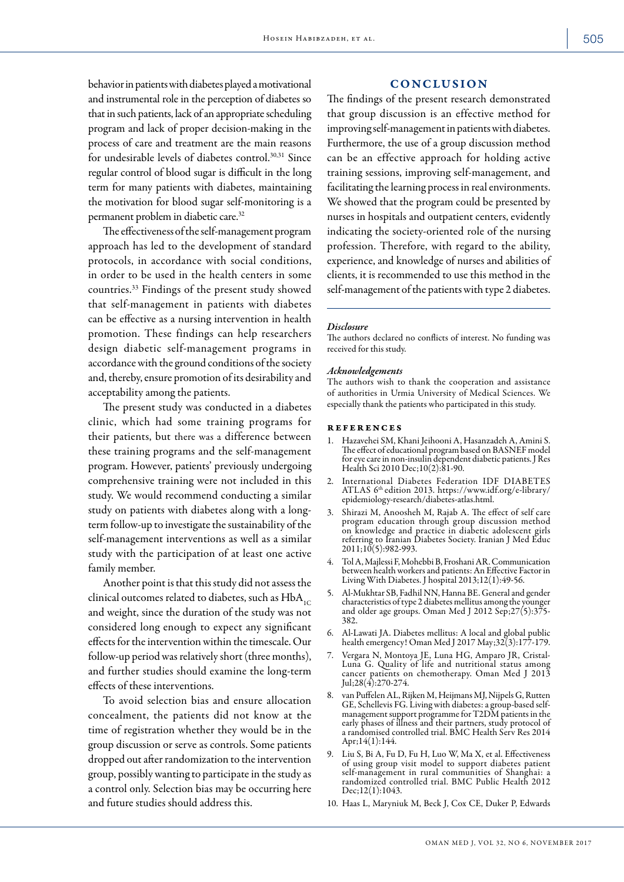behavior in patients with diabetes played a motivational and instrumental role in the perception of diabetes so that in such patients, lack of an appropriate scheduling program and lack of proper decision-making in the process of care and treatment are the main reasons for undesirable levels of diabetes control.[30,31] Since regular control of blood sugar is difficult in the long term for many patients with diabetes, maintaining the motivation for blood sugar self-monitoring is a permanent problem in diabetic care.[32]

The effectiveness of the self-management program approach has led to the development of standard protocols, in accordance with social conditions, in order to be used in the health centers in some countries.[33] Findings of the present study showed that self-management in patients with diabetes can be effective as a nursing intervention in health promotion. These findings can help researchers design diabetic self-management programs in accordance with the ground conditions of the society and, thereby, ensure promotion of its desirability and acceptability among the patients.

The present study was conducted in a diabetes clinic, which had some training programs for their patients, but there was a difference between these training programs and the self-management program. However, patients' previously undergoing comprehensive training were not included in this study. We would recommend conducting a similar study on patients with diabetes along with a long-term follow-up to investigate the sustainability of the self-management interventions as well as a similar study with the participation of at least one active family member.

Another point is that this study did not assess the clinical outcomes related to diabetes, such as $HbA_{1C}$ and weight, since the duration of the study was not considered long enough to expect any significant effects for the intervention within the timescale. Our follow-up period was relatively short (three months), and further studies should examine the long-term effects of these interventions.

To avoid selection bias and ensure allocation concealment, the patients did not know at the time of registration whether they would be in the group discussion or serve as controls. Some patients dropped out after randomization to the intervention group, possibly wanting to participate in the study as a control only. Selection bias may be occurring here and future studies should address this.

## CONCLUSION

The findings of the present research demonstrated that group discussion is an effective method for improving self-management in patients with diabetes. Furthermore, the use of a group discussion method can be an effective approach for holding active training sessions, improving self-management, and facilitating the learning process in real environments. We showed that the program could be presented by nurses in hospitals and outpatient centers, evidently indicating the society-oriented role of the nursing profession. Therefore, with regard to the ability, experience, and knowledge of nurses and abilities of clients, it is recommended to use this method in the self-management of the patients with type 2 diabetes.

### *Disclosure*

The authors declared no conflicts of interest. No funding was received for this study.

### *Acknowledgements*

The authors wish to thank the cooperation and assistance of authorities in Urmia University of Medical Sciences. We especially thank the patients who participated in this study.

## REFERENCES

1. Hazavehei SM, Khani Jeihooni A, Hasanzadeh A, Amini S. The effect of educational program based on BASNEF model for eye care in non-insulin dependent diabetic patients. J Res Health Sci 2010 Dec;10(2):81-90.
2. International Diabetes Federation IDF DIABETES ATLAS 6th edition 2013. https://www.idf.org/e-library/epidemiology-research/diabetes-atlas.html.
3. Shirazi M, Anoosheh M, Rajab A. The effect of self care program education through group discussion method on knowledge and practice in diabetic adolescent girls referring to Iranian Diabetes Society. Iranian J Med Educ 2011;10(5):982-993.
4. Tol A, Majlessi F, Mohebbi B, Froshani AR. Communication between health workers and patients: An Effective Factor in Living With Diabetes. J hospital 2013;12(1):49-56.
5. Al-Mukhtar SB, Fadhil NN, Hanna BE. General and gender characteristics of type 2 diabetes mellitus among the younger and older age groups. Oman Med J 2012 Sep;27(5):375-382.
6. Al-Lawati JA. Diabetes mellitus: A local and global public health emergency! Oman Med J 2017 May;32(3):177-179.
7. Vergara N, Montoya JE, Luna HG, Amparo JR, Cristal-Luna G. Quality of life and nutritional status among cancer patients on chemotherapy. Oman Med J 2013 Jul;28(4):270-274.
8. van Puffelen AL, Rijken M, Heijmans MJ, Nijpels G, Rutten GE, Schellevis FG. Living with diabetes: a group-based self-management support programme for T2DM patients in the early phases of illness and their partners, study protocol of a randomised controlled trial. BMC Health Serv Res 2014 Apr;14(1):144.
9. Liu S, Bi A, Fu D, Fu H, Luo W, Ma X, et al. Effectiveness of using group visit model to support diabetes patient self-management in rural communities of Shanghai: a randomized controlled trial. BMC Public Health 2012 Dec;12(1):1043.
10. Haas L, Maryniuk M, Beck J, Cox CE, Duker P, Edwards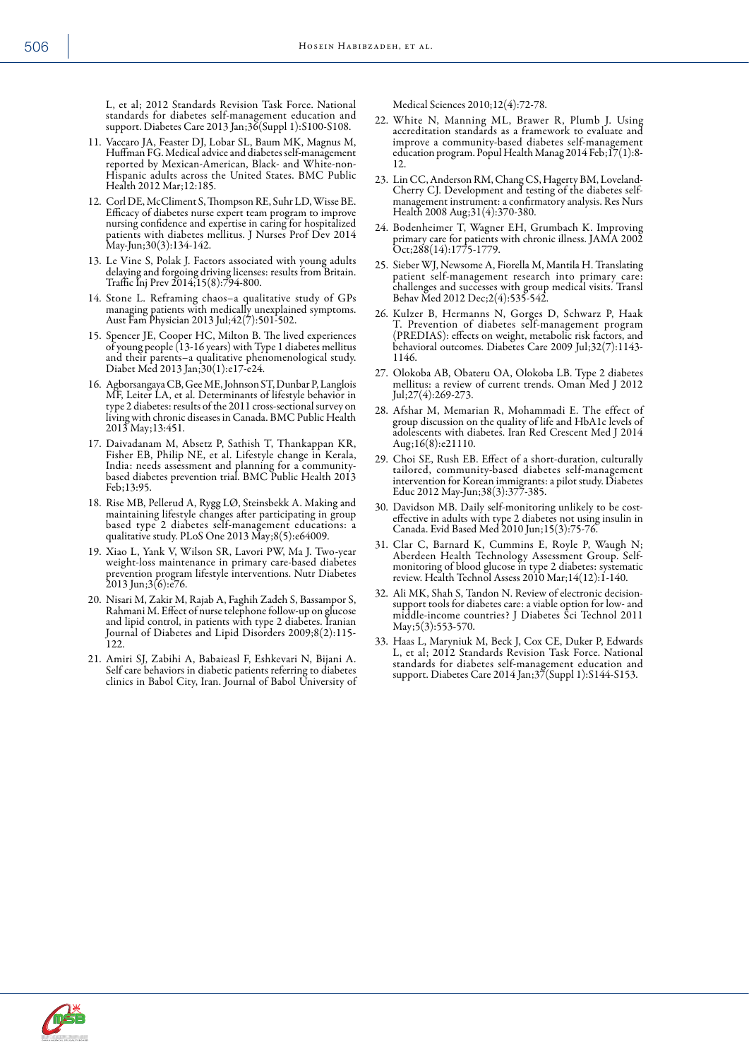L, et al; 2012 Standards Revision Task Force. National standards for diabetes self-management education and support. Diabetes Care 2013 Jan;36(Suppl 1):S100-S108.

11. Vaccaro JA, Feaster DJ, Lobar SL, Baum MK, Magnus M, Huffman FG. Medical advice and diabetes self-management reported by Mexican-American, Black- and White-non-Hispanic adults across the United States. BMC Public Health 2012 Mar;12:185.
12. Corl DE, McCliment S, Thompson RE, Suhr LD, Wisse BE. Efficacy of diabetes nurse expert team program to improve nursing confidence and expertise in caring for hospitalized patients with diabetes mellitus. J Nurses Prof Dev 2014 May-Jun;30(3):134-142.
13. Le Vine S, Polak J. Factors associated with young adults delaying and forgoing driving licenses: results from Britain. Traffic Inj Prev 2014;15(8):794-800.
14. Stone L. Reframing chaos–a qualitative study of GPs managing patients with medically unexplained symptoms. Aust Fam Physician 2013 Jul;42(7):501-502.
15. Spencer JE, Cooper HC, Milton B. The lived experiences of young people (13-16 years) with Type 1 diabetes mellitus and their parents–a qualitative phenomenological study. Diabet Med 2013 Jan;30(1):e17-e24.
16. Agborsangaya CB, Gee ME, Johnson ST, Dunbar P, Langlois MF, Leiter LA, et al. Determinants of lifestyle behavior in type 2 diabetes: results of the 2011 cross-sectional survey on living with chronic diseases in Canada. BMC Public Health 2013 May;13:451.
17. Daivadanam M, Absetz P, Sathish T, Thankappan KR, Fisher EB, Philip NE, et al. Lifestyle change in Kerala, India: needs assessment and planning for a community-based diabetes prevention trial. BMC Public Health 2013 Feb;13:95.
18. Rise MB, Pellerud A, Rygg LØ, Steinsbekk A. Making and maintaining lifestyle changes after participating in group based type 2 diabetes self-management educations: a qualitative study. PLoS One 2013 May;8(5):e64009.
19. Xiao L, Yank V, Wilson SR, Lavori PW, Ma J. Two-year weight-loss maintenance in primary care-based diabetes prevention program lifestyle interventions. Nutr Diabetes 2013 Jun;3(6):e76.
20. Nisari M, Zakir M, Rajab A, Faghih Zadeh S, Bassampor S, Rahmani M. Effect of nurse telephone follow-up on glucose and lipid control, in patients with type 2 diabetes. Iranian Journal of Diabetes and Lipid Disorders 2009;8(2):115-122.
21. Amiri SJ, Zabihi A, Babaieasl F, Eshkevari N, Bijani A. Self care behaviors in diabetic patients referring to diabetes clinics in Babol City, Iran. Journal of Babol University of Medical Sciences 2010;12(4):72-78.
22. White N, Manning ML, Brawer R, Plumb J. Using accreditation standards as a framework to evaluate and improve a community-based diabetes self-management education program. Popul Health Manag 2014 Feb;17(1):8-12.
23. Lin CC, Anderson RM, Chang CS, Hagerty BM, Loveland-Cherry CJ. Development and testing of the diabetes self-management instrument: a confirmatory analysis. Res Nurs Health 2008 Aug;31(4):370-380.
24. Bodenheimer T, Wagner EH, Grumbach K. Improving primary care for patients with chronic illness. JAMA 2002 Oct;288(14):1775-1779.
25. Sieber WJ, Newsome A, Fiorella M, Mantila H. Translating patient self-management research into primary care: challenges and successes with group medical visits. Transl Behav Med 2012 Dec;2(4):535-542.
26. Kulzer B, Hermanns N, Gorges D, Schwarz P, Haak T. Prevention of diabetes self-management program (PREDIAS): effects on weight, metabolic risk factors, and behavioral outcomes. Diabetes Care 2009 Jul;32(7):1143-1146.
27. Olokoba AB, Obateru OA, Olokoba LB. Type 2 diabetes mellitus: a review of current trends. Oman Med J 2012 Jul;27(4):269-273.
28. Afshar M, Memarian R, Mohammadi E. The effect of group discussion on the quality of life and HbA1c levels of adolescents with diabetes. Iran Red Crescent Med J 2014 Aug;16(8):e21110.
29. Choi SE, Rush EB. Effect of a short-duration, culturally tailored, community-based diabetes self-management intervention for Korean immigrants: a pilot study. Diabetes Educ 2012 May-Jun;38(3):377-385.
30. Davidson MB. Daily self-monitoring unlikely to be cost-effective in adults with type 2 diabetes not using insulin in Canada. Evid Based Med 2010 Jun;15(3):75-76.
31. Clar C, Barnard K, Cummins E, Royle P, Waugh N; Aberdeen Health Technology Assessment Group. Self-monitoring of blood glucose in type 2 diabetes: systematic review. Health Technol Assess 2010 Mar;14(12):1-140.
32. Ali MK, Shah S, Tandon N. Review of electronic decision-support tools for diabetes care: a viable option for low- and middle-income countries? J Diabetes Sci Technol 2011 May;5(3):553-570.
33. Haas L, Maryniuk M, Beck J, Cox CE, Duker P, Edwards L, et al; 2012 Standards Revision Task Force. National standards for diabetes self-management education and support. Diabetes Care 2014 Jan;37(Suppl 1):S144-S153.